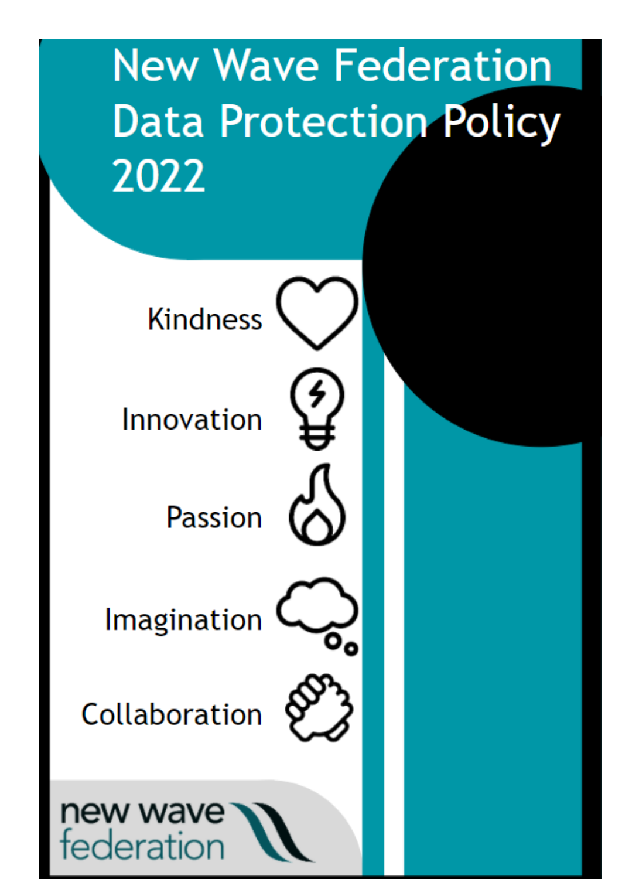# New Wave Federation Data Protection Policy 2022

Kindness

Innovation

Passion

Imagination

Collaboration

new wave federation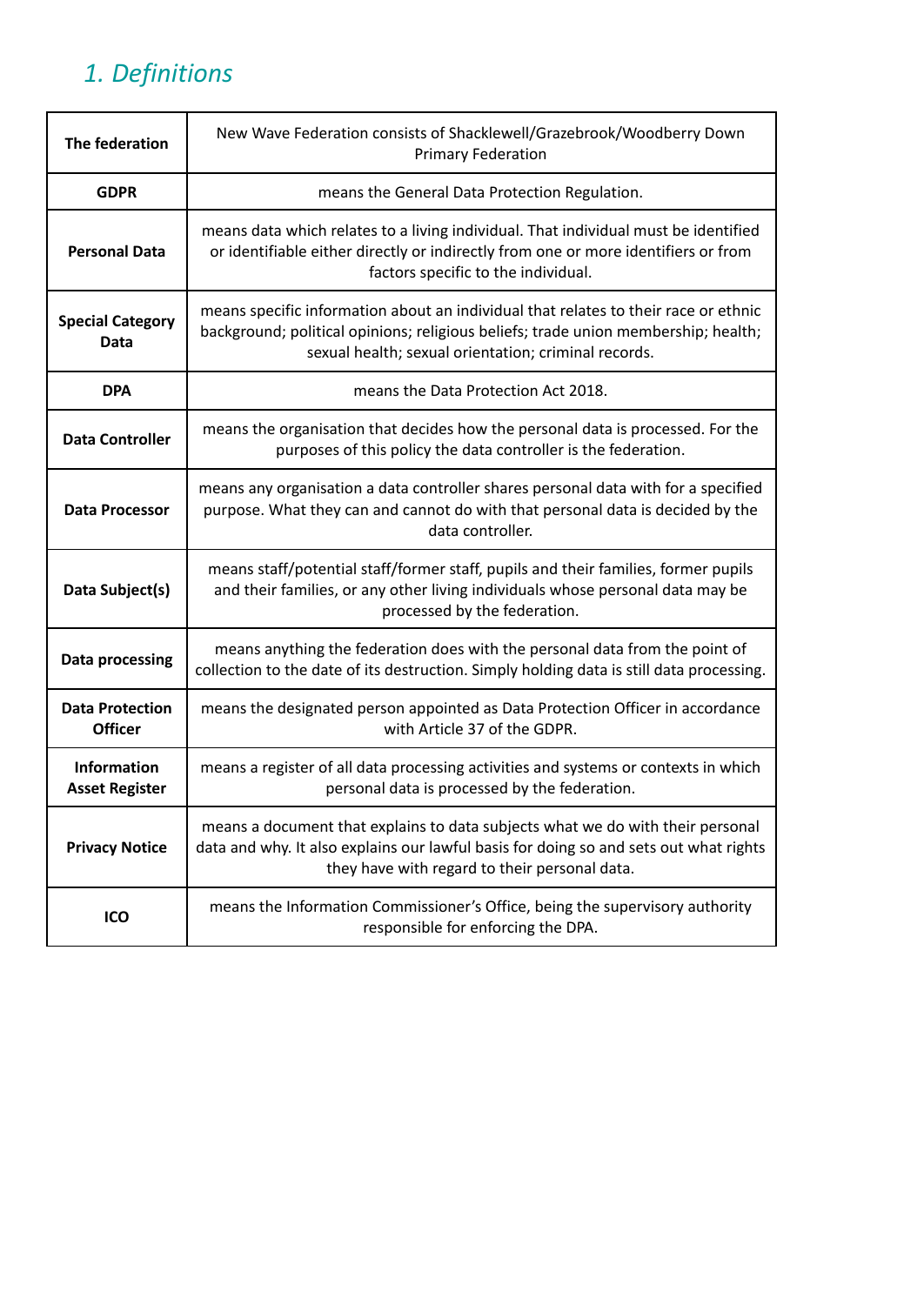## *1. Definitions*

| | |
|---|---|
| **The federation** | New Wave Federation consists of Shacklewell/Grazebrook/Woodberry Down Primary Federation |
| **GDPR** | means the General Data Protection Regulation. |
| **Personal Data** | means data which relates to a living individual. That individual must be identified or identifiable either directly or indirectly from one or more identifiers or from factors specific to the individual. |
| **Special Category Data** | means specific information about an individual that relates to their race or ethnic background; political opinions; religious beliefs; trade union membership; health; sexual health; sexual orientation; criminal records. |
| **DPA** | means the Data Protection Act 2018. |
| **Data Controller** | means the organisation that decides how the personal data is processed. For the purposes of this policy the data controller is the federation. |
| **Data Processor** | means any organisation a data controller shares personal data with for a specified purpose. What they can and cannot do with that personal data is decided by the data controller. |
| **Data Subject(s)** | means staff/potential staff/former staff, pupils and their families, former pupils and their families, or any other living individuals whose personal data may be processed by the federation. |
| **Data processing** | means anything the federation does with the personal data from the point of collection to the date of its destruction. Simply holding data is still data processing. |
| **Data Protection Officer** | means the designated person appointed as Data Protection Officer in accordance with Article 37 of the GDPR. |
| **Information Asset Register** | means a register of all data processing activities and systems or contexts in which personal data is processed by the federation. |
| **Privacy Notice** | means a document that explains to data subjects what we do with their personal data and why. It also explains our lawful basis for doing so and sets out what rights they have with regard to their personal data. |
| **ICO** | means the Information Commissioner's Office, being the supervisory authority responsible for enforcing the DPA. |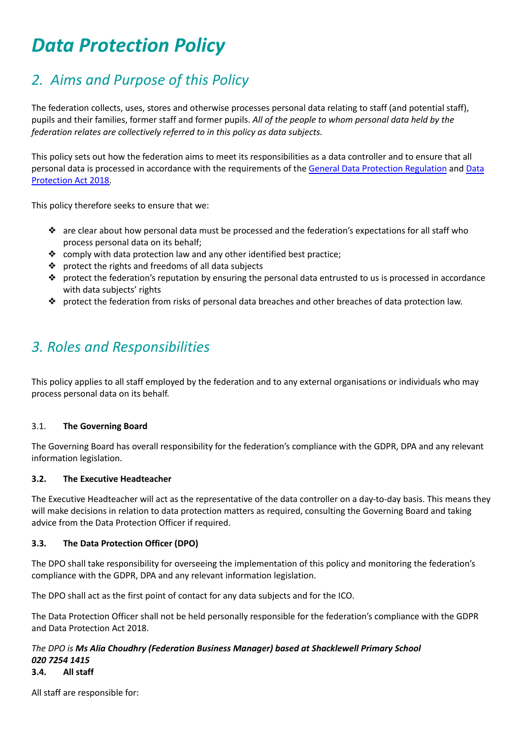# *Data Protection Policy*

## *2. Aims and Purpose of this Policy*

The federation collects, uses, stores and otherwise processes personal data relating to staff (and potential staff), pupils and their families, former staff and former pupils. *All of the people to whom personal data held by the federation relates are collectively referred to in this policy as data subjects.*

This policy sets out how the federation aims to meet its responsibilities as a data controller and to ensure that all personal data is processed in accordance with the requirements of the General Data Protection Regulation and Data Protection Act 2018.

This policy therefore seeks to ensure that we:

- are clear about how personal data must be processed and the federation's expectations for all staff who process personal data on its behalf;
- comply with data protection law and any other identified best practice;
- protect the rights and freedoms of all data subjects
- protect the federation's reputation by ensuring the personal data entrusted to us is processed in accordance with data subjects' rights
- protect the federation from risks of personal data breaches and other breaches of data protection law.

## *3. Roles and Responsibilities*

This policy applies to all staff employed by the federation and to any external organisations or individuals who may process personal data on its behalf.

### 3.1. **The Governing Board**

The Governing Board has overall responsibility for the federation's compliance with the GDPR, DPA and any relevant information legislation.

### **3.2. The Executive Headteacher**

The Executive Headteacher will act as the representative of the data controller on a day-to-day basis. This means they will make decisions in relation to data protection matters as required, consulting the Governing Board and taking advice from the Data Protection Officer if required.

### **3.3. The Data Protection Officer (DPO)**

The DPO shall take responsibility for overseeing the implementation of this policy and monitoring the federation's compliance with the GDPR, DPA and any relevant information legislation.

The DPO shall act as the first point of contact for any data subjects and for the ICO.

The Data Protection Officer shall not be held personally responsible for the federation's compliance with the GDPR and Data Protection Act 2018.

*The DPO is* ***Ms Alia Choudhry (Federation Business Manager) based at Shacklewell Primary School***
***020 7254 1415***

### **3.4. All staff**

All staff are responsible for: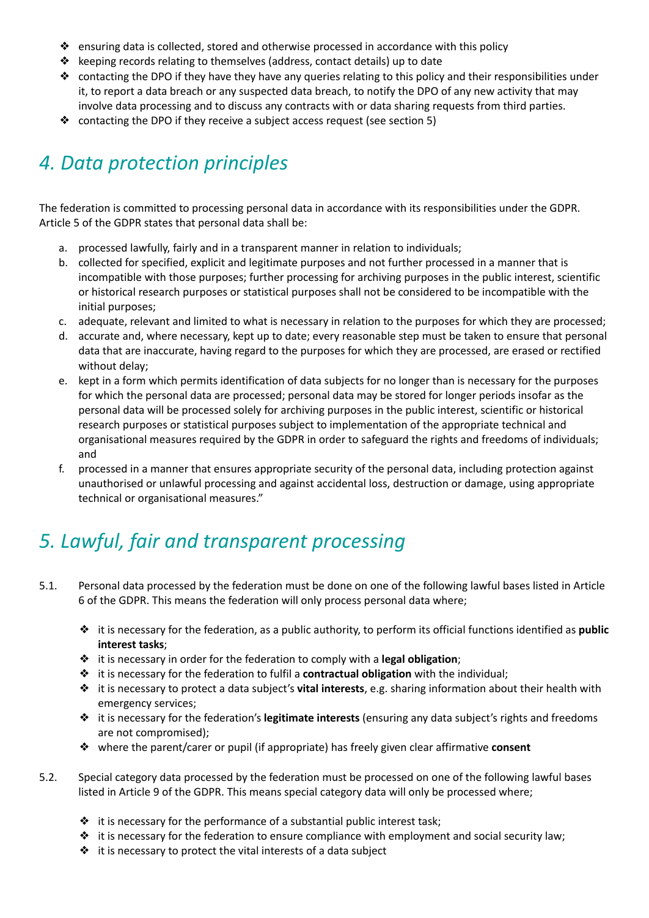- ensuring data is collected, stored and otherwise processed in accordance with this policy
- keeping records relating to themselves (address, contact details) up to date
- contacting the DPO if they have they have any queries relating to this policy and their responsibilities under it, to report a data breach or any suspected data breach, to notify the DPO of any new activity that may involve data processing and to discuss any contracts with or data sharing requests from third parties.
- contacting the DPO if they receive a subject access request (see section 5)

# *4. Data protection principles*

The federation is committed to processing personal data in accordance with its responsibilities under the GDPR. Article 5 of the GDPR states that personal data shall be:

a. processed lawfully, fairly and in a transparent manner in relation to individuals;
b. collected for specified, explicit and legitimate purposes and not further processed in a manner that is incompatible with those purposes; further processing for archiving purposes in the public interest, scientific or historical research purposes or statistical purposes shall not be considered to be incompatible with the initial purposes;
c. adequate, relevant and limited to what is necessary in relation to the purposes for which they are processed;
d. accurate and, where necessary, kept up to date; every reasonable step must be taken to ensure that personal data that are inaccurate, having regard to the purposes for which they are processed, are erased or rectified without delay;
e. kept in a form which permits identification of data subjects for no longer than is necessary for the purposes for which the personal data are processed; personal data may be stored for longer periods insofar as the personal data will be processed solely for archiving purposes in the public interest, scientific or historical research purposes or statistical purposes subject to implementation of the appropriate technical and organisational measures required by the GDPR in order to safeguard the rights and freedoms of individuals; and
f. processed in a manner that ensures appropriate security of the personal data, including protection against unauthorised or unlawful processing and against accidental loss, destruction or damage, using appropriate technical or organisational measures."

# *5. Lawful, fair and transparent processing*

5.1. Personal data processed by the federation must be done on one of the following lawful bases listed in Article 6 of the GDPR. This means the federation will only process personal data where;

- it is necessary for the federation, as a public authority, to perform its official functions identified as **public interest tasks**;
- it is necessary in order for the federation to comply with a **legal obligation**;
- it is necessary for the federation to fulfil a **contractual obligation** with the individual;
- it is necessary to protect a data subject's **vital interests**, e.g. sharing information about their health with emergency services;
- it is necessary for the federation's **legitimate interests** (ensuring any data subject's rights and freedoms are not compromised);
- where the parent/carer or pupil (if appropriate) has freely given clear affirmative **consent**

5.2. Special category data processed by the federation must be processed on one of the following lawful bases listed in Article 9 of the GDPR. This means special category data will only be processed where;

- it is necessary for the performance of a substantial public interest task;
- it is necessary for the federation to ensure compliance with employment and social security law;
- it is necessary to protect the vital interests of a data subject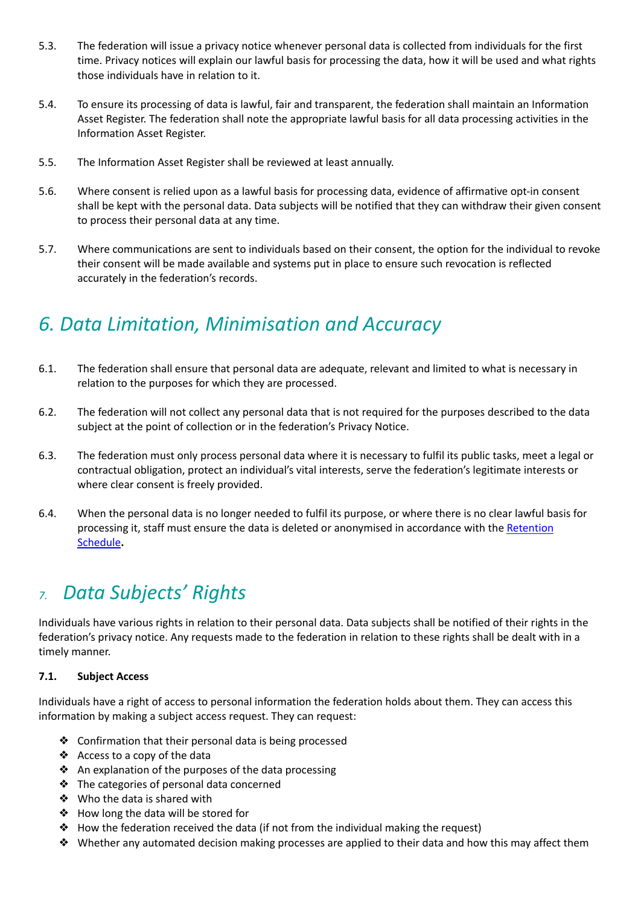5.3. The federation will issue a privacy notice whenever personal data is collected from individuals for the first time. Privacy notices will explain our lawful basis for processing the data, how it will be used and what rights those individuals have in relation to it.

5.4. To ensure its processing of data is lawful, fair and transparent, the federation shall maintain an Information Asset Register. The federation shall note the appropriate lawful basis for all data processing activities in the Information Asset Register.

5.5. The Information Asset Register shall be reviewed at least annually.

5.6. Where consent is relied upon as a lawful basis for processing data, evidence of affirmative opt-in consent shall be kept with the personal data. Data subjects will be notified that they can withdraw their given consent to process their personal data at any time.

5.7. Where communications are sent to individuals based on their consent, the option for the individual to revoke their consent will be made available and systems put in place to ensure such revocation is reflected accurately in the federation's records.

## *6. Data Limitation, Minimisation and Accuracy*

6.1. The federation shall ensure that personal data are adequate, relevant and limited to what is necessary in relation to the purposes for which they are processed.

6.2. The federation will not collect any personal data that is not required for the purposes described to the data subject at the point of collection or in the federation's Privacy Notice.

6.3. The federation must only process personal data where it is necessary to fulfil its public tasks, meet a legal or contractual obligation, protect an individual's vital interests, serve the federation's legitimate interests or where clear consent is freely provided.

6.4. When the personal data is no longer needed to fulfil its purpose, or where there is no clear lawful basis for processing it, staff must ensure the data is deleted or anonymised in accordance with the Retention Schedule**.**

## *7. Data Subjects' Rights*

Individuals have various rights in relation to their personal data. Data subjects shall be notified of their rights in the federation's privacy notice. Any requests made to the federation in relation to these rights shall be dealt with in a timely manner.

**7.1. Subject Access**

Individuals have a right of access to personal information the federation holds about them. They can access this information by making a subject access request. They can request:

- Confirmation that their personal data is being processed
- Access to a copy of the data
- An explanation of the purposes of the data processing
- The categories of personal data concerned
- Who the data is shared with
- How long the data will be stored for
- How the federation received the data (if not from the individual making the request)
- Whether any automated decision making processes are applied to their data and how this may affect them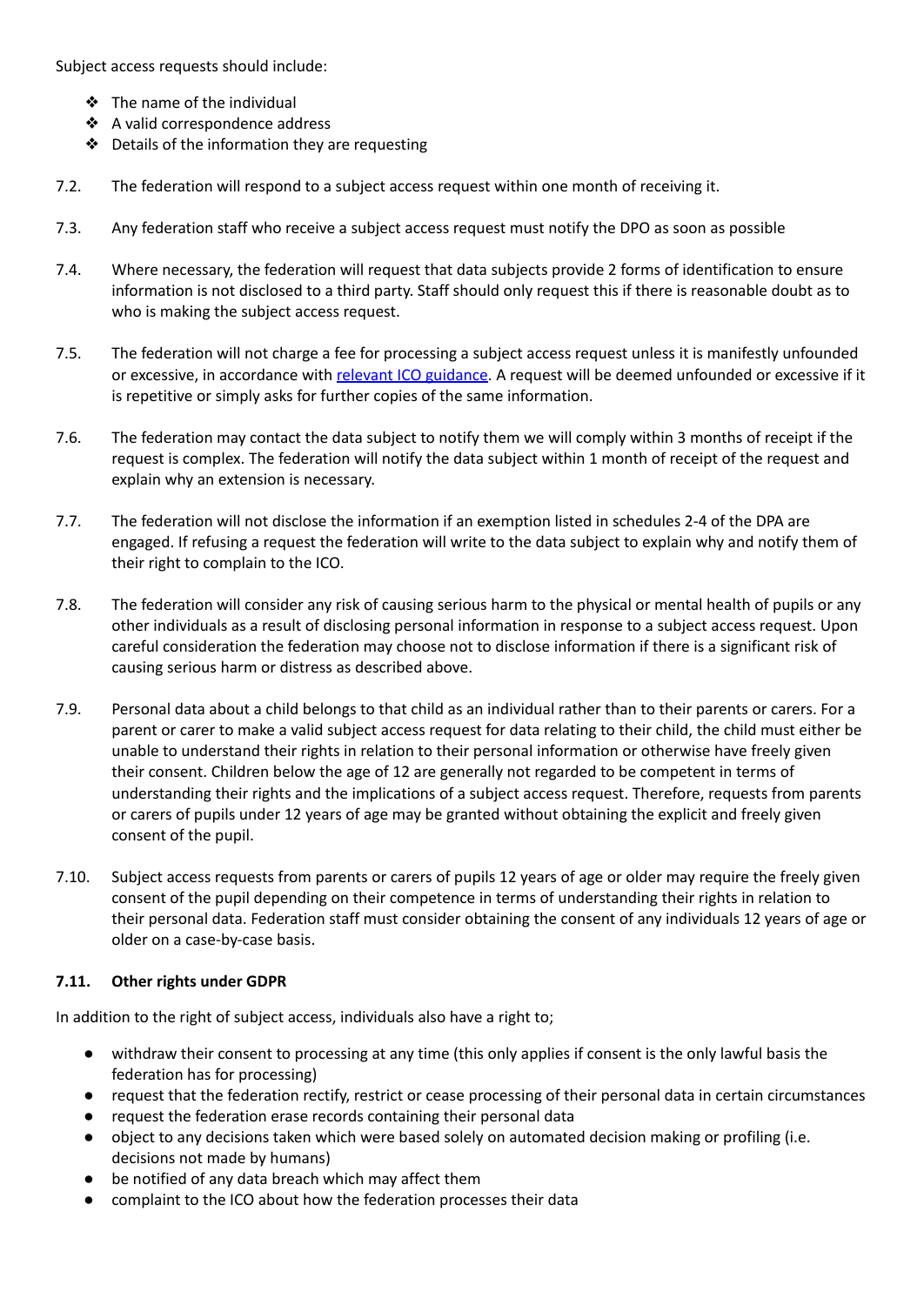Subject access requests should include:

- The name of the individual
- A valid correspondence address
- Details of the information they are requesting

7.2. The federation will respond to a subject access request within one month of receiving it.

7.3. Any federation staff who receive a subject access request must notify the DPO as soon as possible

7.4. Where necessary, the federation will request that data subjects provide 2 forms of identification to ensure information is not disclosed to a third party. Staff should only request this if there is reasonable doubt as to who is making the subject access request.

7.5. The federation will not charge a fee for processing a subject access request unless it is manifestly unfounded or excessive, in accordance with relevant ICO guidance. A request will be deemed unfounded or excessive if it is repetitive or simply asks for further copies of the same information.

7.6. The federation may contact the data subject to notify them we will comply within 3 months of receipt if the request is complex. The federation will notify the data subject within 1 month of receipt of the request and explain why an extension is necessary.

7.7. The federation will not disclose the information if an exemption listed in schedules 2-4 of the DPA are engaged. If refusing a request the federation will write to the data subject to explain why and notify them of their right to complain to the ICO.

7.8. The federation will consider any risk of causing serious harm to the physical or mental health of pupils or any other individuals as a result of disclosing personal information in response to a subject access request. Upon careful consideration the federation may choose not to disclose information if there is a significant risk of causing serious harm or distress as described above.

7.9. Personal data about a child belongs to that child as an individual rather than to their parents or carers. For a parent or carer to make a valid subject access request for data relating to their child, the child must either be unable to understand their rights in relation to their personal information or otherwise have freely given their consent. Children below the age of 12 are generally not regarded to be competent in terms of understanding their rights and the implications of a subject access request. Therefore, requests from parents or carers of pupils under 12 years of age may be granted without obtaining the explicit and freely given consent of the pupil.

7.10. Subject access requests from parents or carers of pupils 12 years of age or older may require the freely given consent of the pupil depending on their competence in terms of understanding their rights in relation to their personal data. Federation staff must consider obtaining the consent of any individuals 12 years of age or older on a case-by-case basis.

**7.11. Other rights under GDPR**

In addition to the right of subject access, individuals also have a right to;

- withdraw their consent to processing at any time (this only applies if consent is the only lawful basis the federation has for processing)
- request that the federation rectify, restrict or cease processing of their personal data in certain circumstances
- request the federation erase records containing their personal data
- object to any decisions taken which were based solely on automated decision making or profiling (i.e. decisions not made by humans)
- be notified of any data breach which may affect them
- complaint to the ICO about how the federation processes their data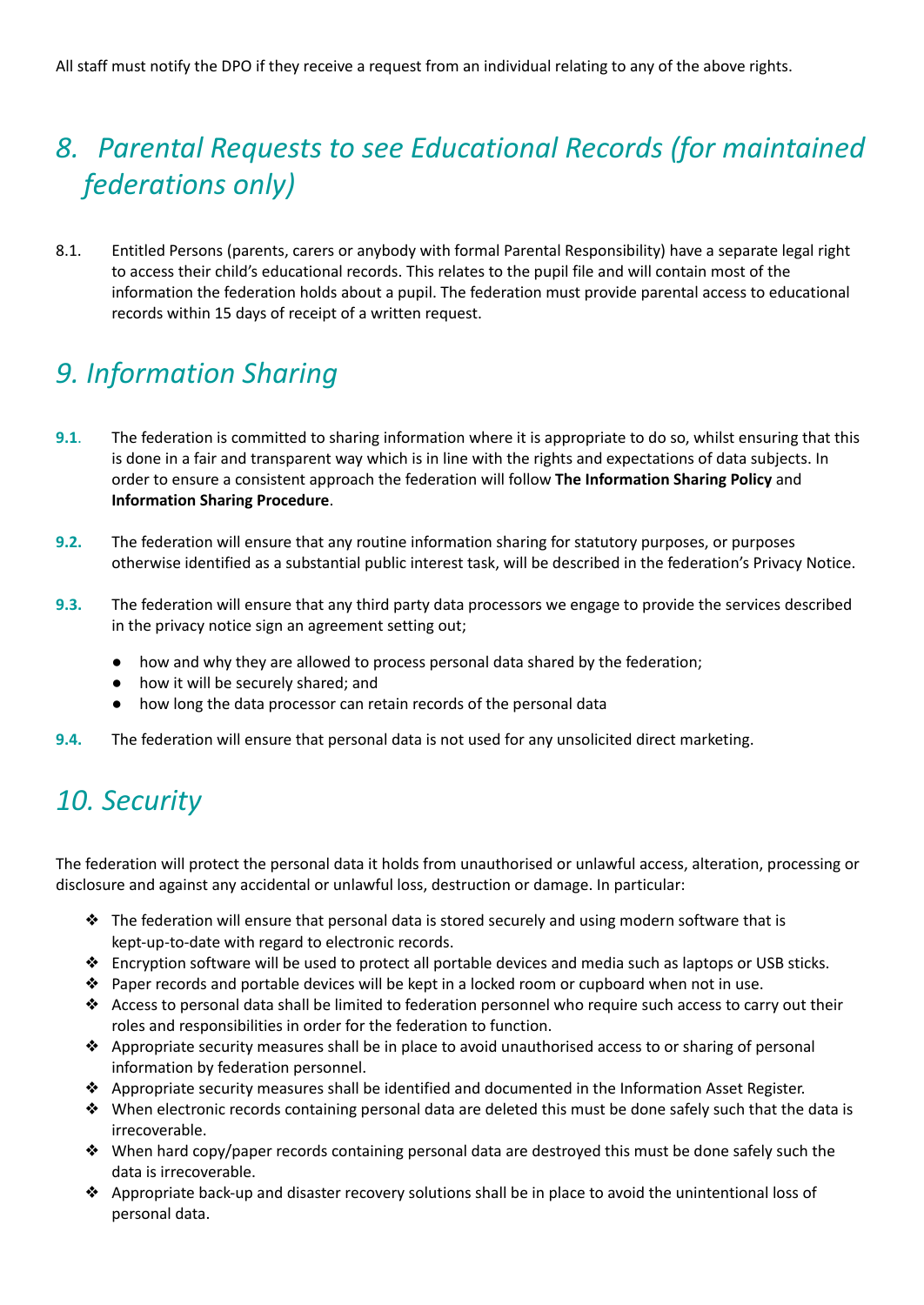All staff must notify the DPO if they receive a request from an individual relating to any of the above rights.

## *8. Parental Requests to see Educational Records (for maintained federations only)*

8.1. Entitled Persons (parents, carers or anybody with formal Parental Responsibility) have a separate legal right to access their child's educational records. This relates to the pupil file and will contain most of the information the federation holds about a pupil. The federation must provide parental access to educational records within 15 days of receipt of a written request.

## *9. Information Sharing*

**9.1**. The federation is committed to sharing information where it is appropriate to do so, whilst ensuring that this is done in a fair and transparent way which is in line with the rights and expectations of data subjects. In order to ensure a consistent approach the federation will follow **The Information Sharing Policy** and **Information Sharing Procedure**.

**9.2.** The federation will ensure that any routine information sharing for statutory purposes, or purposes otherwise identified as a substantial public interest task, will be described in the federation's Privacy Notice.

**9.3.** The federation will ensure that any third party data processors we engage to provide the services described in the privacy notice sign an agreement setting out;

- how and why they are allowed to process personal data shared by the federation;
- how it will be securely shared; and
- how long the data processor can retain records of the personal data

**9.4.** The federation will ensure that personal data is not used for any unsolicited direct marketing.

## *10. Security*

The federation will protect the personal data it holds from unauthorised or unlawful access, alteration, processing or disclosure and against any accidental or unlawful loss, destruction or damage. In particular:

- The federation will ensure that personal data is stored securely and using modern software that is kept-up-to-date with regard to electronic records.
- Encryption software will be used to protect all portable devices and media such as laptops or USB sticks.
- Paper records and portable devices will be kept in a locked room or cupboard when not in use.
- Access to personal data shall be limited to federation personnel who require such access to carry out their roles and responsibilities in order for the federation to function.
- Appropriate security measures shall be in place to avoid unauthorised access to or sharing of personal information by federation personnel.
- Appropriate security measures shall be identified and documented in the Information Asset Register.
- When electronic records containing personal data are deleted this must be done safely such that the data is irrecoverable.
- When hard copy/paper records containing personal data are destroyed this must be done safely such the data is irrecoverable.
- Appropriate back-up and disaster recovery solutions shall be in place to avoid the unintentional loss of personal data.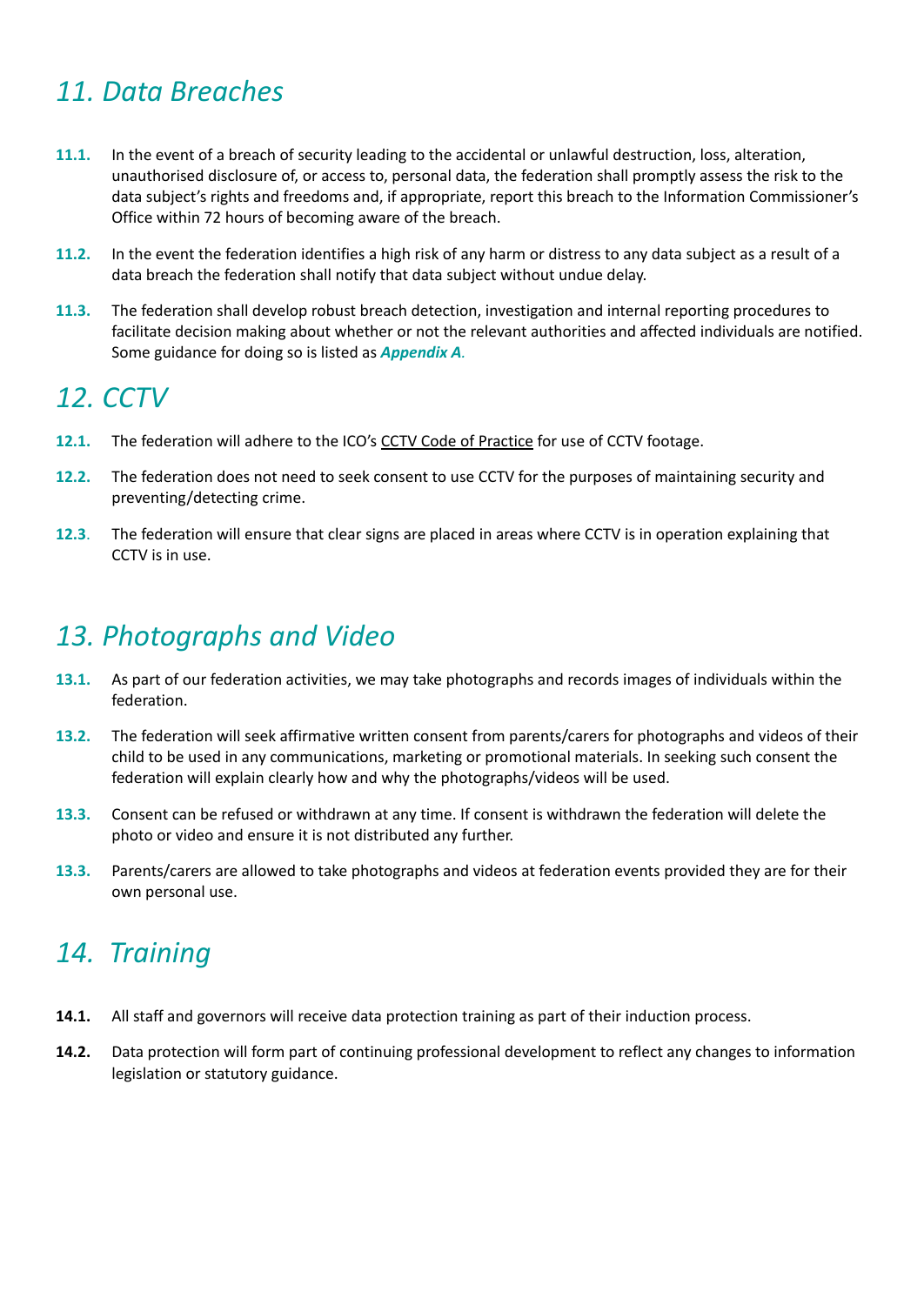## *11. Data Breaches*

**11.1.** In the event of a breach of security leading to the accidental or unlawful destruction, loss, alteration, unauthorised disclosure of, or access to, personal data, the federation shall promptly assess the risk to the data subject's rights and freedoms and, if appropriate, report this breach to the Information Commissioner's Office within 72 hours of becoming aware of the breach.

**11.2.** In the event the federation identifies a high risk of any harm or distress to any data subject as a result of a data breach the federation shall notify that data subject without undue delay.

**11.3.** The federation shall develop robust breach detection, investigation and internal reporting procedures to facilitate decision making about whether or not the relevant authorities and affected individuals are notified. Some guidance for doing so is listed as ***Appendix A**.*

## *12. CCTV*

**12.1.** The federation will adhere to the ICO's CCTV Code of Practice for use of CCTV footage.

**12.2.** The federation does not need to seek consent to use CCTV for the purposes of maintaining security and preventing/detecting crime.

**12.3**. The federation will ensure that clear signs are placed in areas where CCTV is in operation explaining that CCTV is in use.

## *13. Photographs and Video*

**13.1.** As part of our federation activities, we may take photographs and records images of individuals within the federation.

**13.2.** The federation will seek affirmative written consent from parents/carers for photographs and videos of their child to be used in any communications, marketing or promotional materials. In seeking such consent the federation will explain clearly how and why the photographs/videos will be used.

**13.3.** Consent can be refused or withdrawn at any time. If consent is withdrawn the federation will delete the photo or video and ensure it is not distributed any further.

**13.3.** Parents/carers are allowed to take photographs and videos at federation events provided they are for their own personal use.

## *14. Training*

**14.1.** All staff and governors will receive data protection training as part of their induction process.

**14.2.** Data protection will form part of continuing professional development to reflect any changes to information legislation or statutory guidance.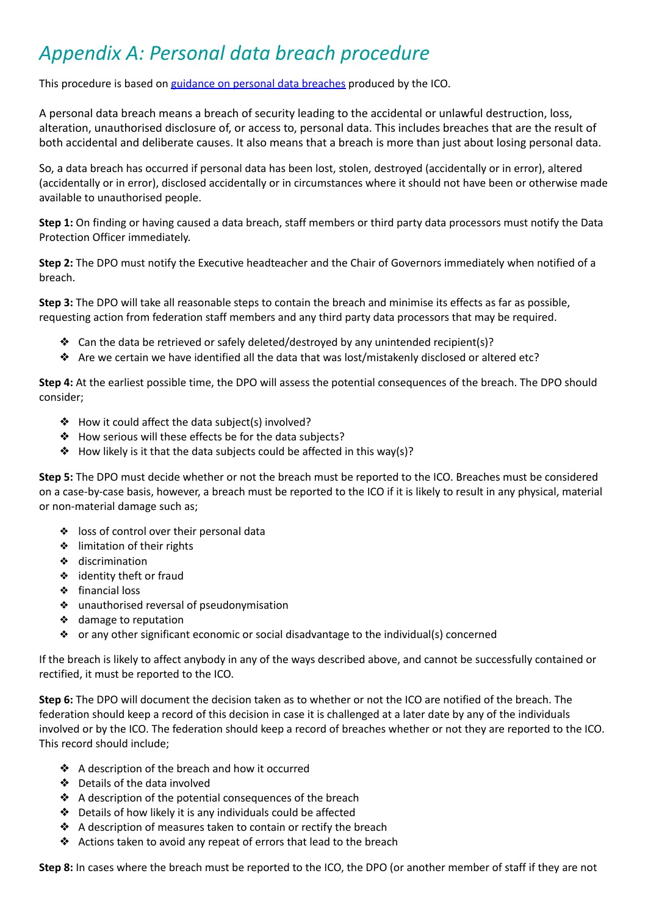# *Appendix A: Personal data breach procedure*

This procedure is based on [guidance on personal data breaches](guidance on personal data breaches) produced by the ICO.

A personal data breach means a breach of security leading to the accidental or unlawful destruction, loss, alteration, unauthorised disclosure of, or access to, personal data. This includes breaches that are the result of both accidental and deliberate causes. It also means that a breach is more than just about losing personal data.

So, a data breach has occurred if personal data has been lost, stolen, destroyed (accidentally or in error), altered (accidentally or in error), disclosed accidentally or in circumstances where it should not have been or otherwise made available to unauthorised people.

**Step 1:** On finding or having caused a data breach, staff members or third party data processors must notify the Data Protection Officer immediately.

**Step 2:** The DPO must notify the Executive headteacher and the Chair of Governors immediately when notified of a breach.

**Step 3:** The DPO will take all reasonable steps to contain the breach and minimise its effects as far as possible, requesting action from federation staff members and any third party data processors that may be required.

- Can the data be retrieved or safely deleted/destroyed by any unintended recipient(s)?
- Are we certain we have identified all the data that was lost/mistakenly disclosed or altered etc?

**Step 4:** At the earliest possible time, the DPO will assess the potential consequences of the breach. The DPO should consider;

- How it could affect the data subject(s) involved?
- How serious will these effects be for the data subjects?
- How likely is it that the data subjects could be affected in this way(s)?

**Step 5:** The DPO must decide whether or not the breach must be reported to the ICO. Breaches must be considered on a case-by-case basis, however, a breach must be reported to the ICO if it is likely to result in any physical, material or non-material damage such as;

- loss of control over their personal data
- limitation of their rights
- discrimination
- identity theft or fraud
- financial loss
- unauthorised reversal of pseudonymisation
- damage to reputation
- or any other significant economic or social disadvantage to the individual(s) concerned

If the breach is likely to affect anybody in any of the ways described above, and cannot be successfully contained or rectified, it must be reported to the ICO.

**Step 6:** The DPO will document the decision taken as to whether or not the ICO are notified of the breach. The federation should keep a record of this decision in case it is challenged at a later date by any of the individuals involved or by the ICO. The federation should keep a record of breaches whether or not they are reported to the ICO. This record should include;

- A description of the breach and how it occurred
- Details of the data involved
- A description of the potential consequences of the breach
- Details of how likely it is any individuals could be affected
- A description of measures taken to contain or rectify the breach
- Actions taken to avoid any repeat of errors that lead to the breach

**Step 8:** In cases where the breach must be reported to the ICO, the DPO (or another member of staff if they are not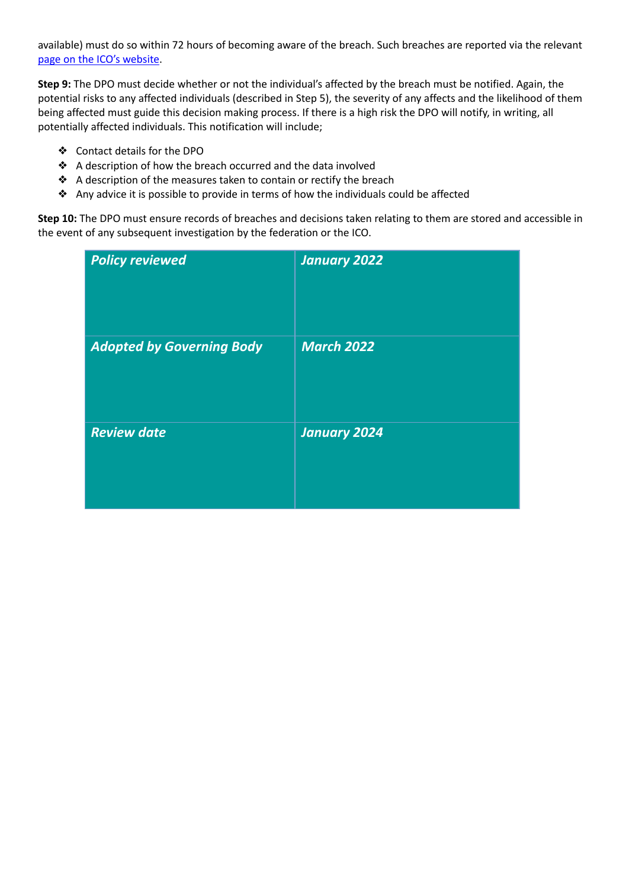available) must do so within 72 hours of becoming aware of the breach. Such breaches are reported via the relevant [page on the ICO's website](#).

**Step 9:** The DPO must decide whether or not the individual's affected by the breach must be notified. Again, the potential risks to any affected individuals (described in Step 5), the severity of any affects and the likelihood of them being affected must guide this decision making process. If there is a high risk the DPO will notify, in writing, all potentially affected individuals. This notification will include;

- Contact details for the DPO
- A description of how the breach occurred and the data involved
- A description of the measures taken to contain or rectify the breach
- Any advice it is possible to provide in terms of how the individuals could be affected

**Step 10:** The DPO must ensure records of breaches and decisions taken relating to them are stored and accessible in the event of any subsequent investigation by the federation or the ICO.

| ***Policy reviewed*** | ***January 2022*** |
|---|---|
| ***Adopted by Governing Body*** | ***March 2022*** |
| ***Review date*** | ***January 2024*** |